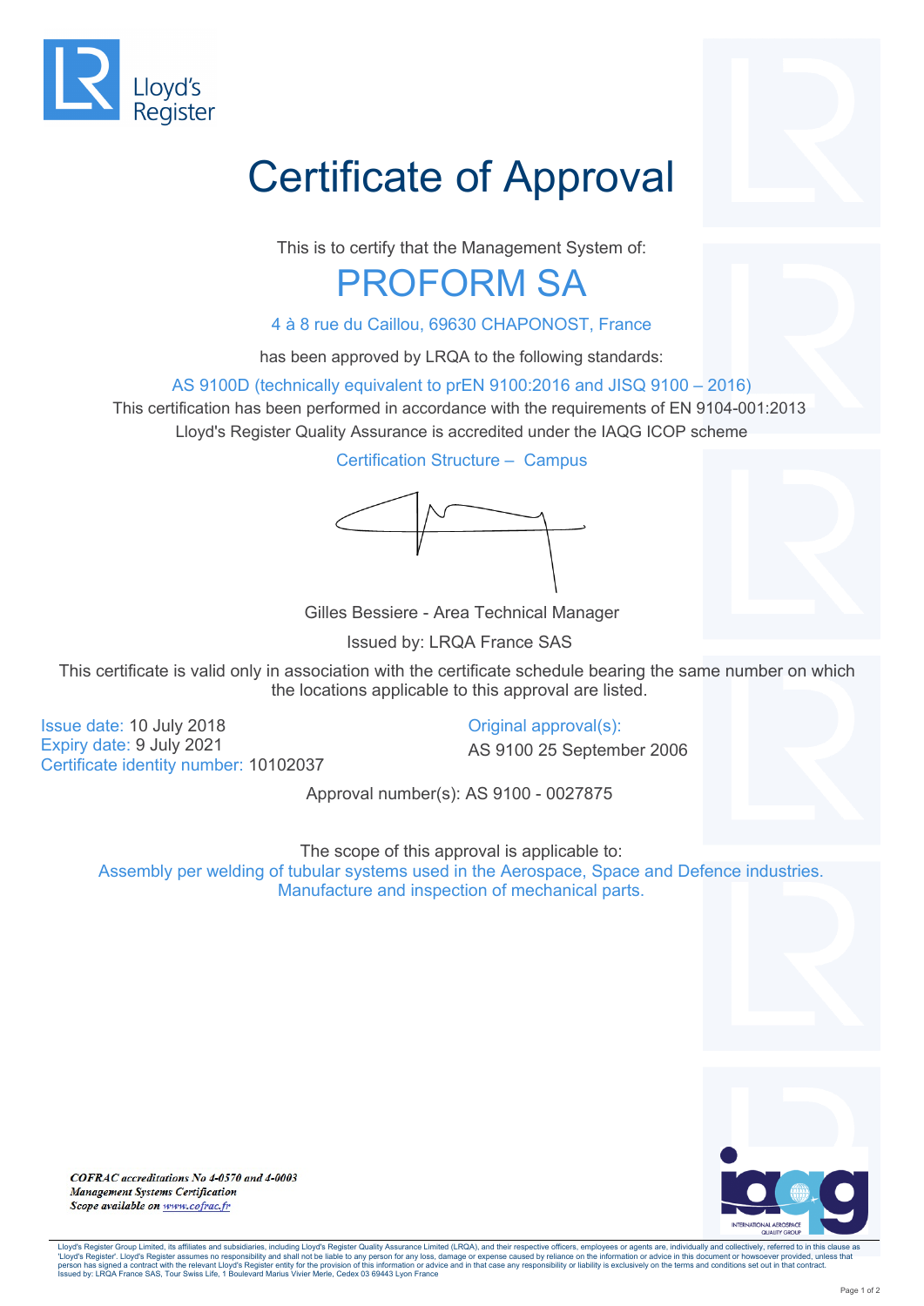Lloyd's Register

# Certificate of Approval

This is to certify that the Management System of:

## PROFORM SA

4 à 8 rue du Caillou, 69630 CHAPONOST, France

has been approved by LRQA to the following standards:

AS 9100D (technically equivalent to prEN 9100:2016 and JISQ 9100 – 2016)

This certification has been performed in accordance with the requirements of EN 9104-001:2013

Lloyd's Register Quality Assurance is accredited under the IAQG ICOP scheme

Certification Structure – Campus

Gilles Bessiere - Area Technical Manager

Issued by: LRQA France SAS

This certificate is valid only in association with the certificate schedule bearing the same number on which the locations applicable to this approval are listed.

Issue date: 10 July 2018
Expiry date: 9 July 2021
Certificate identity number: 10102037

Original approval(s):
AS 9100 25 September 2006

Approval number(s): AS 9100 - 0027875

The scope of this approval is applicable to:

Assembly per welding of tubular systems used in the Aerospace, Space and Defence industries.
Manufacture and inspection of mechanical parts.

*COFRAC accreditations No 4-0570 and 4-0003*
*Management Systems Certification*
*Scope available on www.cofrac.fr*

INTERNATIONAL AEROSPACE QUALITY GROUP

Lloyd's Register Group Limited, its affiliates and subsidiaries, including Lloyd's Register Quality Assurance Limited (LRQA), and their respective officers, employees or agents are, individually and collectively, referred to in this clause as 'Lloyd's Register'. Lloyd's Register assumes no responsibility and shall not be liable to any person for any loss, damage or expense caused by reliance on the information or advice in this document or howsoever provided, unless that person has signed a contract with the relevant Lloyd's Register entity for the provision of this information or advice and in that case any responsibility or liability is exclusively on the terms and conditions set out in that contract.
Issued by: LRQA France SAS, Tour Swiss Life, 1 Boulevard Marius Vivier Merle, Cedex 03 69443 Lyon France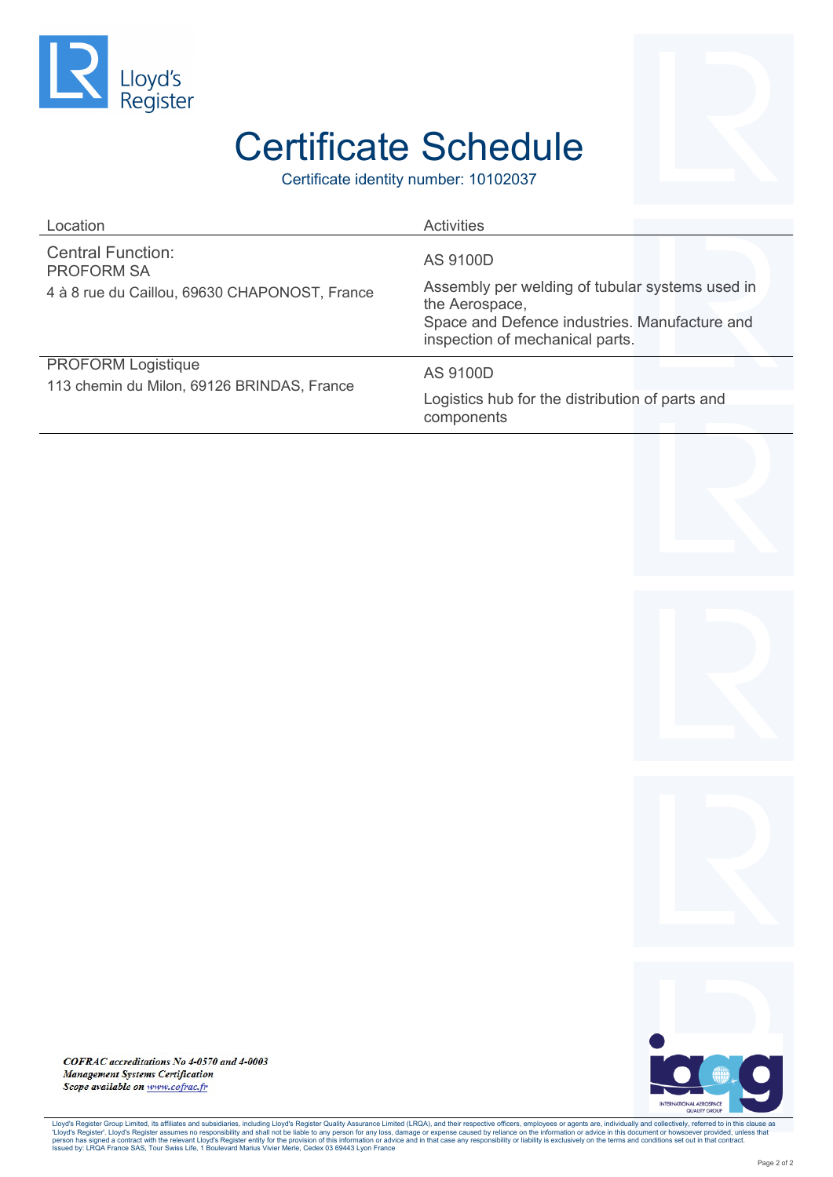# Certificate Schedule

Certificate identity number: 10102037

| Location | Activities |
| --- | --- |
| Central Function:<br>PROFORM SA<br>4 à 8 rue du Caillou, 69630 CHAPONOST, France | AS 9100D<br>Assembly per welding of tubular systems used in the Aerospace,<br>Space and Defence industries. Manufacture and inspection of mechanical parts. |
| PROFORM Logistique<br>113 chemin du Milon, 69126 BRINDAS, France | AS 9100D<br>Logistics hub for the distribution of parts and components |

***COFRAC accreditations No 4-0570 and 4-0003***
***Management Systems Certification***
***Scope available on www.cofrac.fr***

Lloyd's Register Group Limited, its affiliates and subsidiaries, including Lloyd's Register Quality Assurance Limited (LRQA), and their respective officers, employees or agents are, individually and collectively, referred to in this clause as 'Lloyd's Register'. Lloyd's Register assumes no responsibility and shall not be liable to any person for any loss, damage or expense caused by reliance on the information or advice in this document or howsoever provided, unless that person has signed a contract with the relevant Lloyd's Register entity for the provision of this information or advice and in that case any responsibility or liability is exclusively on the terms and conditions set out in that contract.
Issued by: LRQA France SAS, Tour Swiss Life, 1 Boulevard Marius Vivier Merle, Cedex 03 69443 Lyon France